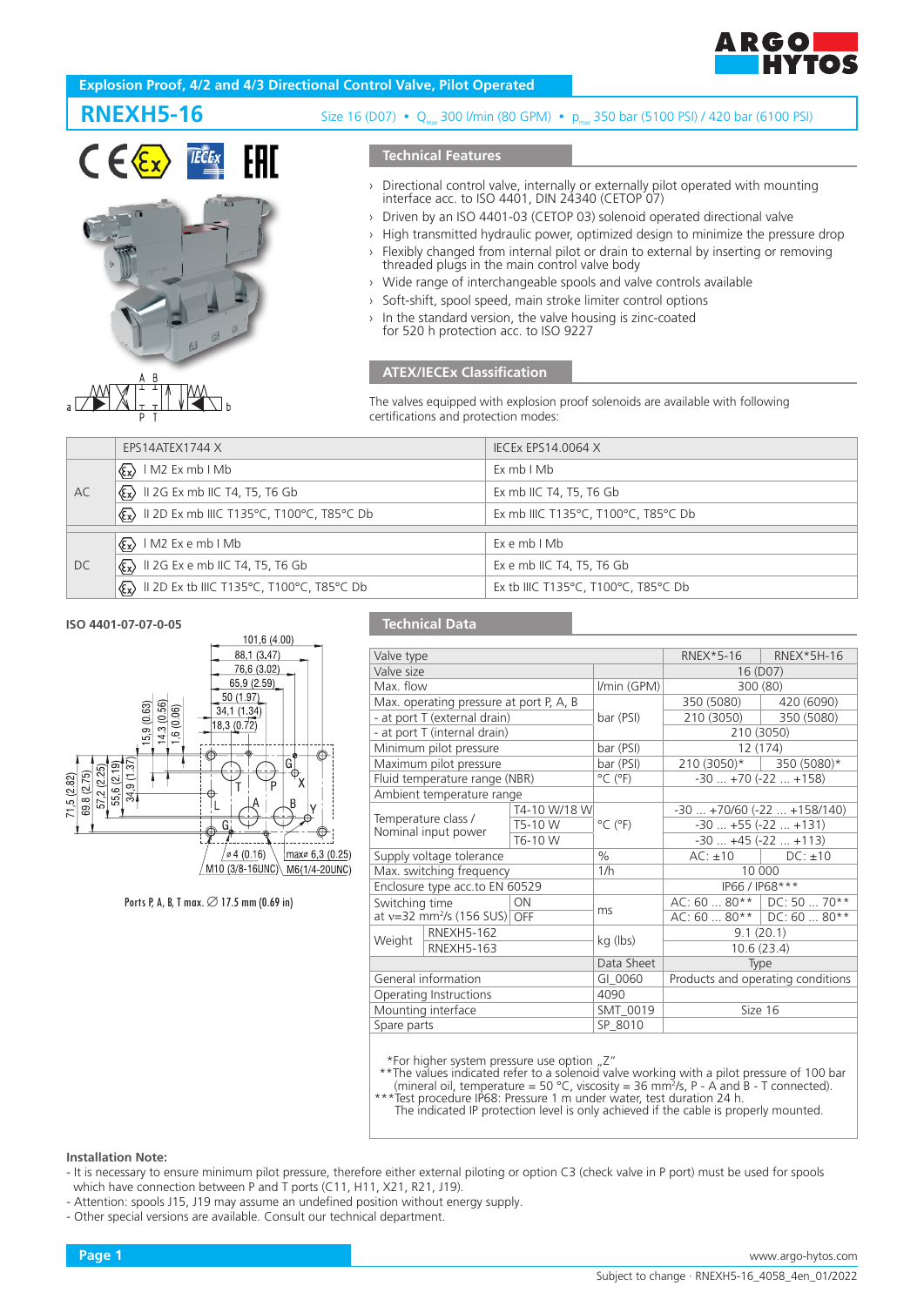Explosion Proof, 4/2 and 4/3 Directional Control Valve, Pilot Operated

# RNEXH5-16

Size 16 (D07) • $Q_{max}$ 300 l/min (80 GPM) • $p_{max}$ 350 bar (5100 PSI) / 420 bar (6100 PSI)

## Technical Features

- Directional control valve, internally or externally pilot operated with mounting interface acc. to ISO 4401, DIN 24340 (CETOP 07)
- Driven by an ISO 4401-03 (CETOP 03) solenoid operated directional valve
- High transmitted hydraulic power, optimized design to minimize the pressure drop
- Flexibly changed from internal pilot or drain to external by inserting or removing threaded plugs in the main control valve body
- Wide range of interchangeable spools and valve controls available
- Soft-shift, spool speed, main stroke limiter control options
- In the standard version, the valve housing is zinc-coated for 520 h protection acc. to ISO 9227

## ATEX/IECEx Classification

The valves equipped with explosion proof solenoids are available with following certifications and protection modes:

| | EPS14ATEX1744 X | IECEx EPS14.0064 X |
|---|---|---|
| AC | I M2 Ex mb I Mb | Ex mb I Mb |
| | II 2G Ex mb IIC T4, T5, T6 Gb | Ex mb IIC T4, T5, T6 Gb |
| | II 2D Ex mb IIIC T135°C, T100°C, T85°C Db | Ex mb IIIC T135°C, T100°C, T85°C Db |
| DC | I M2 Ex e mb I Mb | Ex e mb I Mb |
| | II 2G Ex e mb IIC T4, T5, T6 Gb | Ex e mb IIC T4, T5, T6 Gb |
| | II 2D Ex tb IIIC T135°C, T100°C, T85°C Db | Ex tb IIIC T135°C, T100°C, T85°C Db |

**ISO 4401-07-07-0-05**

Ports P, A, B, T max. ∅ 17.5 mm (0.69 in)

## Technical Data

| Valve type | | | RNEX*5-16 | RNEX*5H-16 |
|---|---|---|---|---|
| Valve size | | | 16 (D07) | |
| Max. flow | | l/min (GPM) | 300 (80) | |
| Max. operating pressure at port P, A, B | | bar (PSI) | 350 (5080) | 420 (6090) |
| - at port T (external drain) | | | 210 (3050) | 350 (5080) |
| - at port T (internal drain) | | | 210 (3050) | |
| Minimum pilot pressure | | bar (PSI) | 12 (174) | |
| Maximum pilot pressure | | bar (PSI) | 210 (3050)* | 350 (5080)* |
| Fluid temperature range (NBR) | | °C (°F) | -30 ... +70 (-22 ... +158) | |
| Ambient temperature range | | | | |
| Temperature class / Nominal input power | T4-10 W/18 W | °C (°F) | -30 ... +70/60 (-22 ... +158/140) | |
| | T5-10 W | | -30 ... +55 (-22 ... +131) | |
| | T6-10 W | | -30 ... +45 (-22 ... +113) | |
| Supply voltage tolerance | | % | AC: ±10 | DC: ±10 |
| Max. switching frequency | | 1/h | 10 000 | |
| Enclosure type acc.to EN 60529 | | | IP66 / IP68*** | |
| Switching time at v=32 mm²/s (156 SUS) | ON | ms | AC: 60 ... 80** | DC: 50 ... 70** |
| | OFF | | AC: 60 ... 80** | DC: 60 ... 80** |
| Weight | RNEXH5-162 | kg (lbs) | 9.1 (20.1) | |
| | RNEXH5-163 | | 10.6 (23.4) | |
| | | Data Sheet | Type | |
| General information | | GI_0060 | Products and operating conditions | |
| Operating Instructions | | 4090 | | |
| Mounting interface | | SMT_0019 | Size 16 | |
| Spare parts | | SP_8010 | | |

*For higher system pressure use option „Z"
**The values indicated refer to a solenoid valve working with a pilot pressure of 100 bar (mineral oil, temperature = 50 °C, viscosity = 36 mm²/s, P - A and B - T connected).
***Test procedure IP68: Pressure 1 m under water, test duration 24 h.
The indicated IP protection level is only achieved if the cable is properly mounted.

**Installation Note:**

- It is necessary to ensure minimum pilot pressure, therefore either external piloting or option C3 (check valve in P port) must be used for spools which have connection between P and T ports (C11, H11, X21, R21, J19).
- Attention: spools J15, J19 may assume an undefined position without energy supply.
- Other special versions are available. Consult our technical department.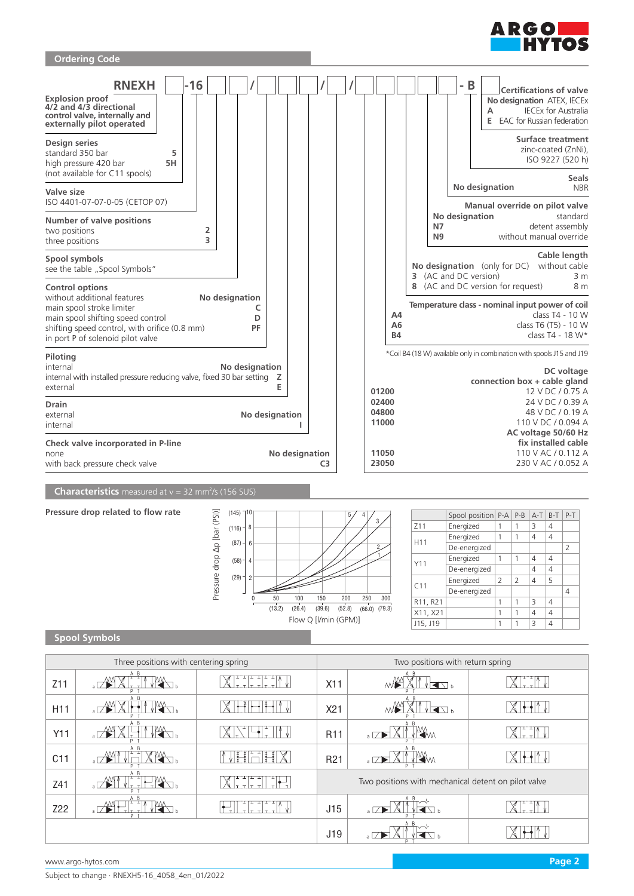## Ordering Code

RNEXH [ ] -16 [ ] [ ] / [ ] [ ] [ ] / [ ] / [ ] [ ] [ ] [ ] [ ] - B [ ]

**Explosion proof 4/2 and 4/3 directional control valve, internally and externally pilot operated**

**Design series**

| | |
|---|---|
| standard 350 bar | 5 |
| high pressure 420 bar (not available for C11 spools) | 5H |

**Valve size**

ISO 4401-07-07-0-05 (CETOP 07)

**Number of valve positions**

| | |
|---|---|
| two positions | 2 |
| three positions | 3 |

**Spool symbols**

see the table „Spool Symbols"

**Control options**

| | |
|---|---|
| without additional features | No designation |
| main spool stroke limiter | C |
| main spool shifting speed control | D |
| shifting speed control, with orifice (0.8 mm) in port P of solenoid pilot valve | PF |

**Piloting**

| | |
|---|---|
| internal | No designation |
| internal with installed pressure reducing valve, fixed 30 bar setting | Z |
| external | E |

**Drain**

| | |
|---|---|
| external | No designation |
| internal | I |

**Check valve incorporated in P-line**

| | |
|---|---|
| none | No designation |
| with back pressure check valve | C3 |

**Certifications of valve**

| | |
|---|---|
| No designation | ATEX, IECEx |
| A | IECEx for Australia |
| E | EAC for Russian federation |

**Surface treatment**

zinc-coated (ZnNi), ISO 9227 (520 h)

**Seals**

| | |
|---|---|
| No designation | NBR |

**Manual override on pilot valve**

| | |
|---|---|
| No designation | standard |
| N7 | detent assembly |
| N9 | without manual override |

**Cable length**

| | |
|---|---|
| No designation (only for DC) | without cable |
| 3 (AC and DC version) | 3 m |
| 8 (AC and DC version for request) | 8 m |

**Temperature class - nominal input power of coil**

| | |
|---|---|
| A4 | class T4 - 10 W |
| A6 | class T6 (T5) - 10 W |
| B4 | class T4 - 18 W* |

*Coil B4 (18 W) available only in combination with spools J15 and J19

**DC voltage connection box + cable gland**

| | |
|---|---|
| 01200 | 12 V DC / 0.75 A |
| 02400 | 24 V DC / 0.39 A |
| 04800 | 48 V DC / 0.19 A |
| 11000 | 110 V DC / 0.094 A |

**AC voltage 50/60 Hz fix installed cable**

| | |
|---|---|
| 11050 | 110 V AC / 0.112 A |
| 23050 | 230 V AC / 0.052 A |

## Characteristics measured at ν = 32 mm²/s (156 SUS)

**Pressure drop related to flow rate**

Pressure drop Δp [bar (PSI)]: 2 (29), 4 (58), 6 (87), 8 (116), 10 (145)

Flow Q [l/min (GPM)]: 0, 50 (13.2), 100 (26.4), 150 (39.6), 200 (52.8), 250 (66.0), 300 (79.3)

Curves: 1, 2, 3, 4, 5

| | Spool position | P-A | P-B | A-T | B-T | P-T |
|---|---|---|---|---|---|---|
| Z11 | Energized | 1 | 1 | 3 | 4 | |
| H11 | Energized | 1 | 1 | 4 | 4 | |
| | De-energized | | | | | 2 |
| Y11 | Energized | 1 | 1 | 4 | 4 | |
| | De-energized | | | 4 | 4 | |
| C11 | Energized | 2 | 2 | 4 | 5 | |
| | De-energized | | | | | 4 |
| R11, R21 | | 1 | 1 | 3 | 4 | |
| X11, X21 | | 1 | 1 | 4 | 4 | |
| J15, J19 | | 1 | 1 | 3 | 4 | |

## Spool Symbols

| Three positions with centering spring | Two positions with return spring |
|---|---|
| Z11 | X11 |
| H11 | X21 |
| Y11 | R11 |
| C11 | R21 |
| Z41 | **Two positions with mechanical detent on pilot valve** |
| Z22 | J15 |
| | J19 |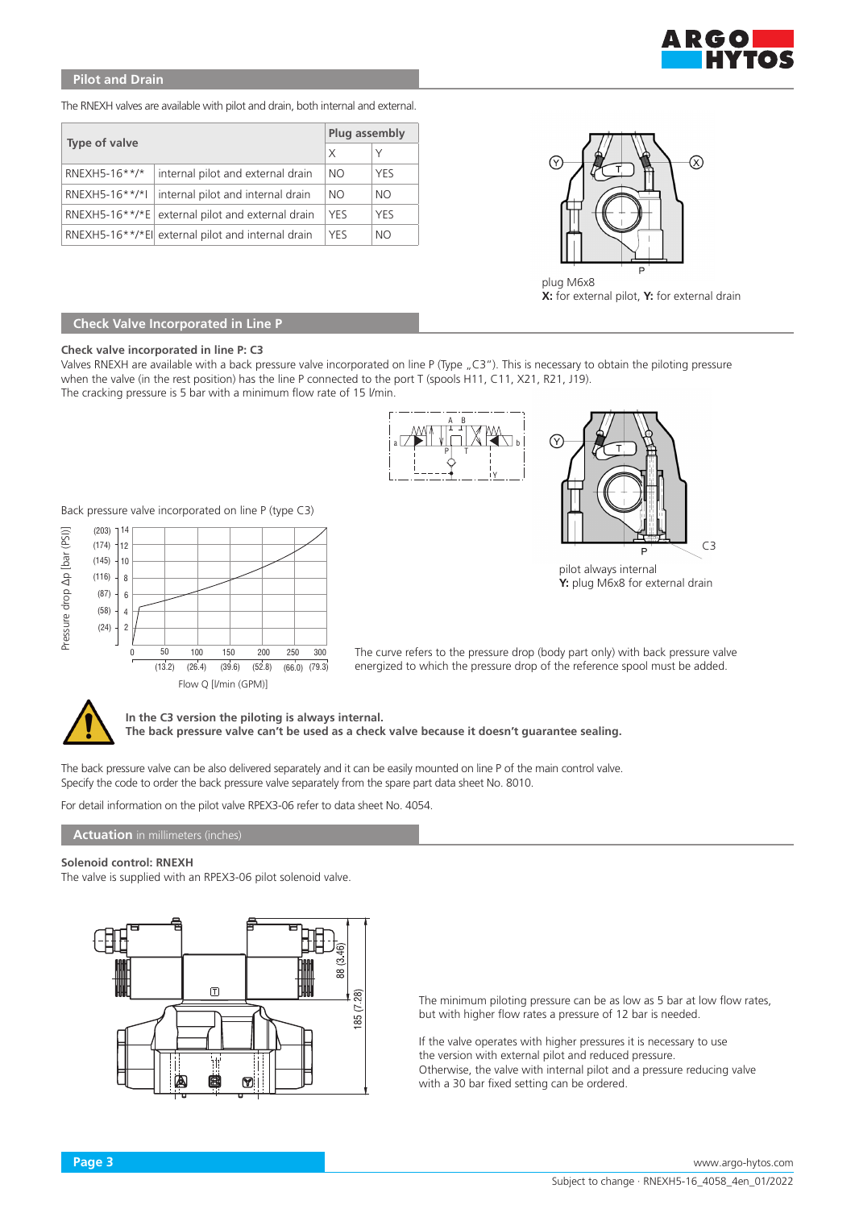## Pilot and Drain

The RNEXH valves are available with pilot and drain, both internal and external.

| Type of valve | | Plug assembly | |
|---|---|---|---|
| | | X | Y |
| RNEXH5-16**/* | internal pilot and external drain | NO | YES |
| RNEXH5-16**/*I | internal pilot and internal drain | NO | NO |
| RNEXH5-16**/*E | external pilot and external drain | YES | YES |
| RNEXH5-16**/*EI | external pilot and internal drain | YES | NO |

plug M6x8
**X:** for external pilot, **Y:** for external drain

## Check Valve Incorporated in Line P

**Check valve incorporated in line P: C3**
Valves RNEXH are available with a back pressure valve incorporated on line P (Type „C3"). This is necessary to obtain the piloting pressure when the valve (in the rest position) has the line P connected to the port T (spools H11, C11, X21, R21, J19).
The cracking pressure is 5 bar with a minimum flow rate of 15 l/min.

pilot always internal
**Y:** plug M6x8 for external drain

Back pressure valve incorporated on line P (type C3)

The curve refers to the pressure drop (body part only) with back pressure valve energized to which the pressure drop of the reference spool must be added.

**In the C3 version the piloting is always internal.**
**The back pressure valve can't be used as a check valve because it doesn't guarantee sealing.**

The back pressure valve can be also delivered separately and it can be easily mounted on line P of the main control valve.
Specify the code to order the back pressure valve separately from the spare part data sheet No. 8010.

For detail information on the pilot valve RPEX3-06 refer to data sheet No. 4054.

## Actuation in millimeters (inches)

**Solenoid control: RNEXH**
The valve is supplied with an RPEX3-06 pilot solenoid valve.

The minimum piloting pressure can be as low as 5 bar at low flow rates, but with higher flow rates a pressure of 12 bar is needed.

If the valve operates with higher pressures it is necessary to use the version with external pilot and reduced pressure.
Otherwise, the valve with internal pilot and a pressure reducing valve with a 30 bar fixed setting can be ordered.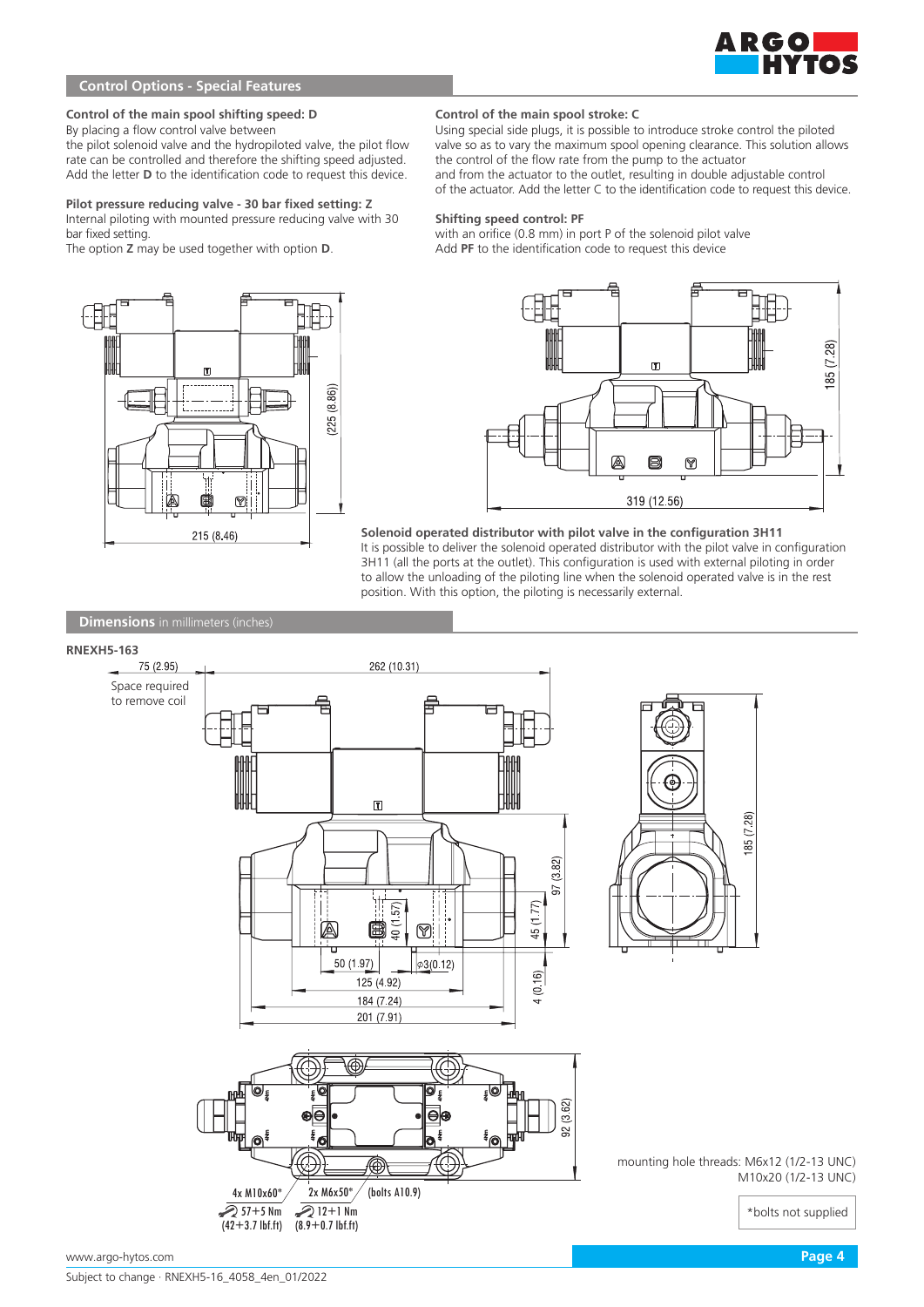## Control Options - Special Features

**Control of the main spool shifting speed: D**
By placing a flow control valve between
the pilot solenoid valve and the hydropiloted valve, the pilot flow rate can be controlled and therefore the shifting speed adjusted.
Add the letter **D** to the identification code to request this device.

**Pilot pressure reducing valve - 30 bar fixed setting: Z**
Internal piloting with mounted pressure reducing valve with 30 bar fixed setting.
The option **Z** may be used together with option **D**.

**Control of the main spool stroke: C**
Using special side plugs, it is possible to introduce stroke control the piloted valve so as to vary the maximum spool opening clearance. This solution allows the control of the flow rate from the pump to the actuator
and from the actuator to the outlet, resulting in double adjustable control
of the actuator. Add the letter C to the identification code to request this device.

**Shifting speed control: PF**
with an orifice (0.8 mm) in port P of the solenoid pilot valve
Add **PF** to the identification code to request this device

(225 (8.86))
215 (8.46)

185 (7.28)
319 (12.56)

**Solenoid operated distributor with pilot valve in the configuration 3H11**
It is possible to deliver the solenoid operated distributor with the pilot valve in configuration 3H11 (all the ports at the outlet). This configuration is used with external piloting in order to allow the unloading of the piloting line when the solenoid operated valve is in the rest position. With this option, the piloting is necessarily external.

## Dimensions in millimeters (inches)

**RNEXH5-163**

75 (2.95)
Space required to remove coil
262 (10.31)
97 (3.82)
40 (1.57)
45 (1.77)
50 (1.97)
φ3(0.12)
125 (4.92)
184 (7.24)
201 (7.91)
4 (0.16)
185 (7.28)
92 (3.62)

4x M10x60*
57+5 Nm
(42+3.7 lbf.ft)
2x M6x50*
12+1 Nm
(8.9+0.7 lbf.ft)
(bolts A10.9)

mounting hole threads: M6x12 (1/2-13 UNC)
M10x20 (1/2-13 UNC)

*bolts not supplied